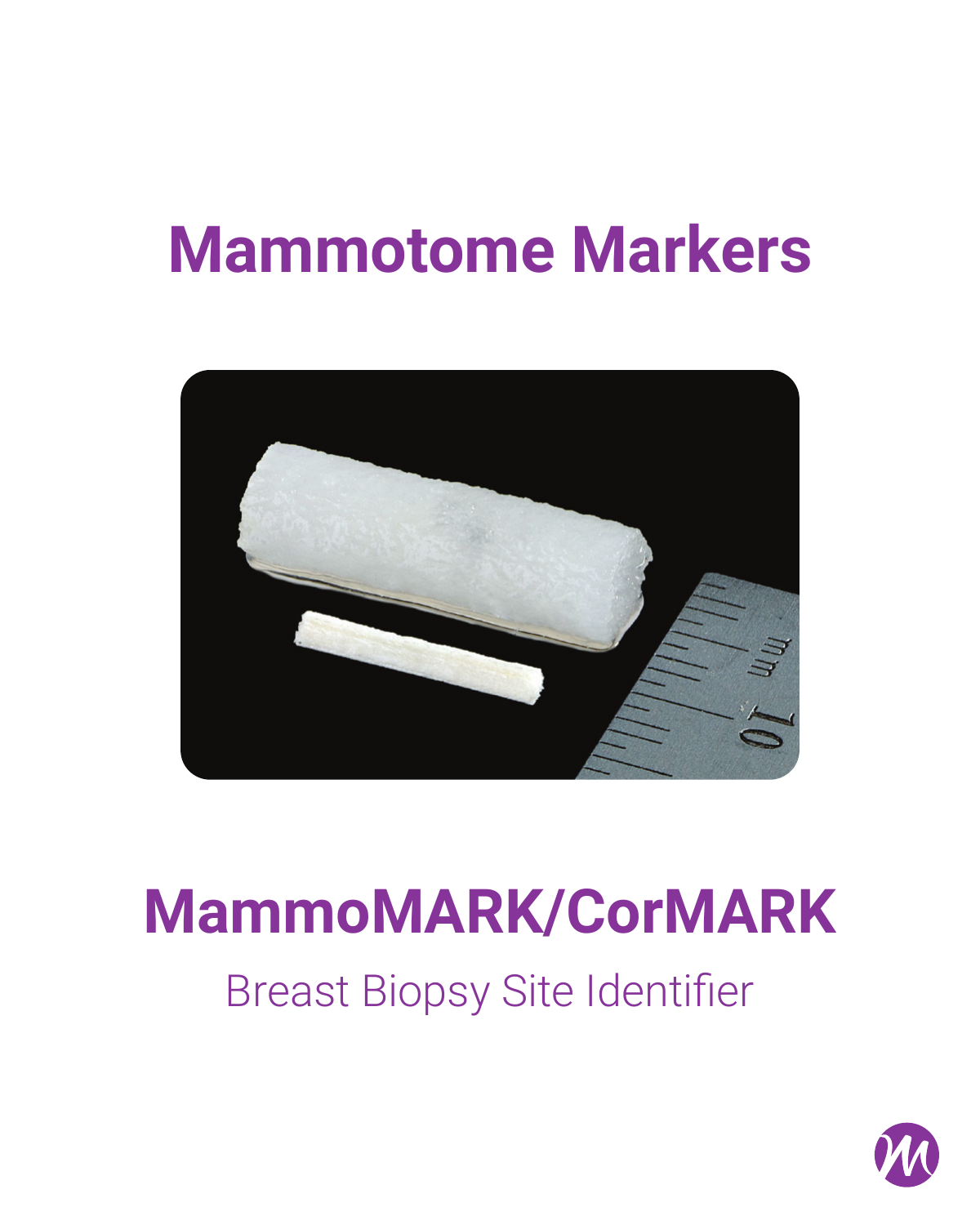# Mammotome Markers

## MammoMARK/CorMARK

Breast Biopsy Site Identifier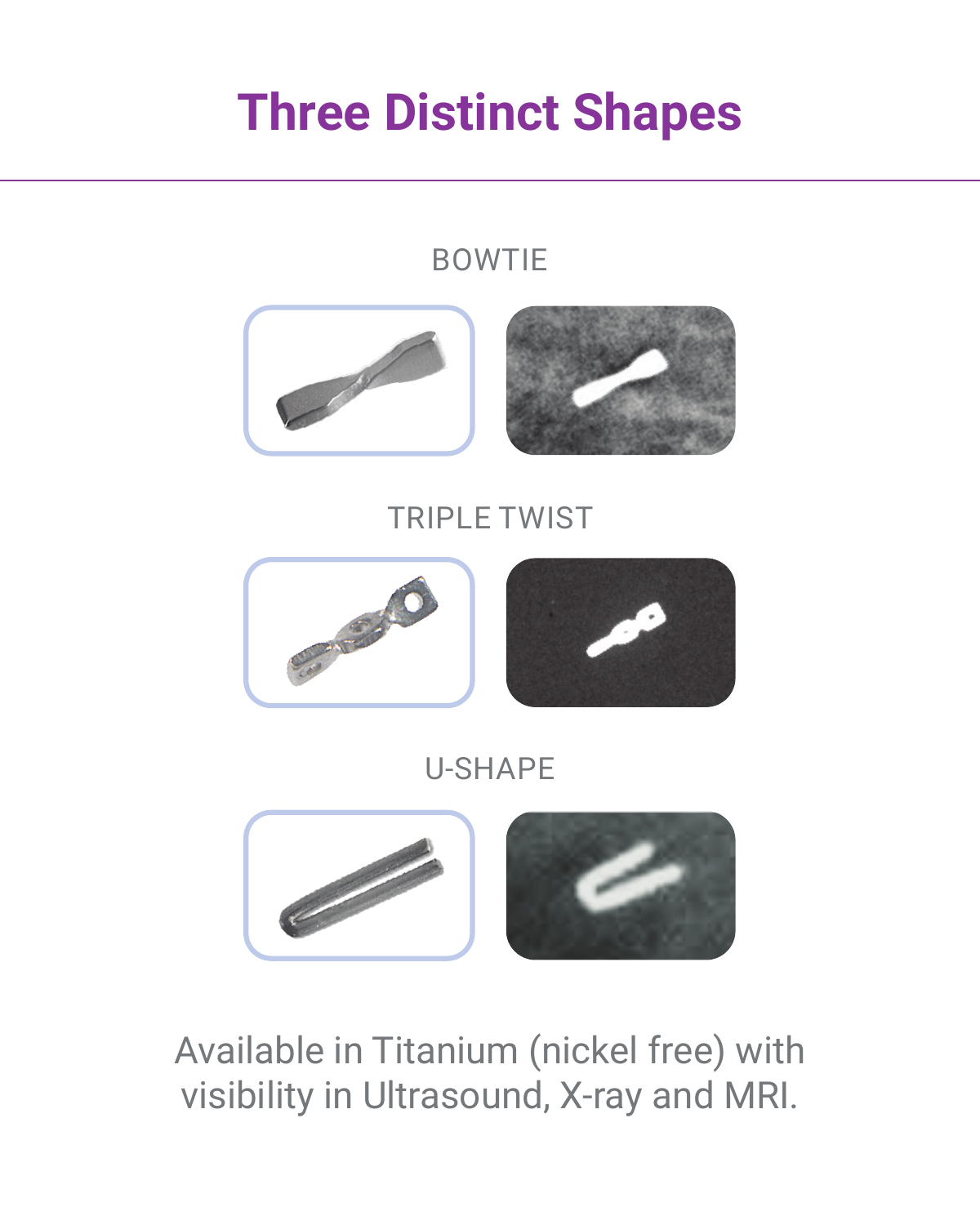# Three Distinct Shapes

BOWTIE

TRIPLE TWIST

U-SHAPE

Available in Titanium (nickel free) with visibility in Ultrasound, X-ray and MRI.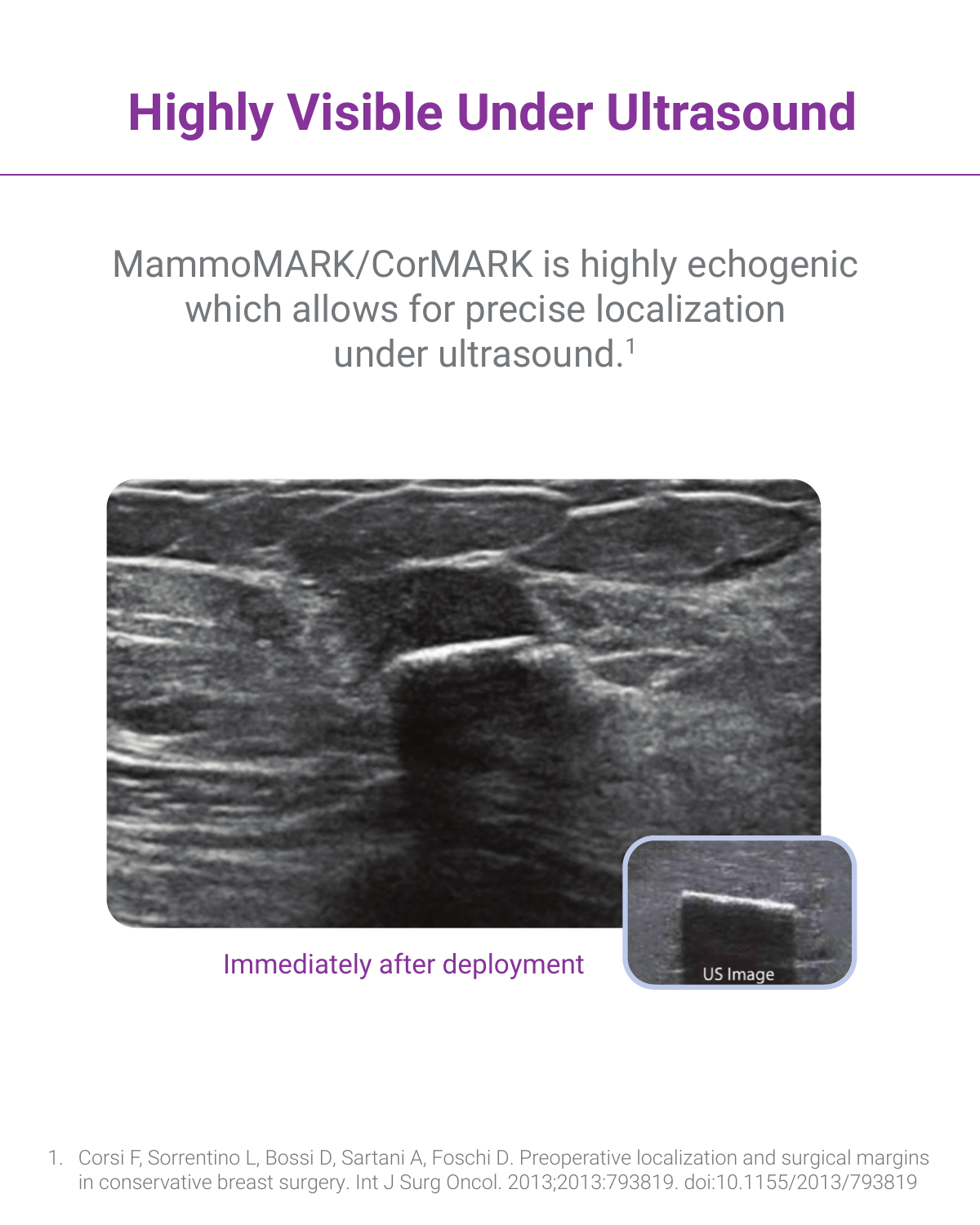# Highly Visible Under Ultrasound

MammoMARK/CorMARK is highly echogenic which allows for precise localization under ultrasound.[1]

Immediately after deployment

US Image

1. Corsi F, Sorrentino L, Bossi D, Sartani A, Foschi D. Preoperative localization and surgical margins in conservative breast surgery. Int J Surg Oncol. 2013;2013:793819. doi:10.1155/2013/793819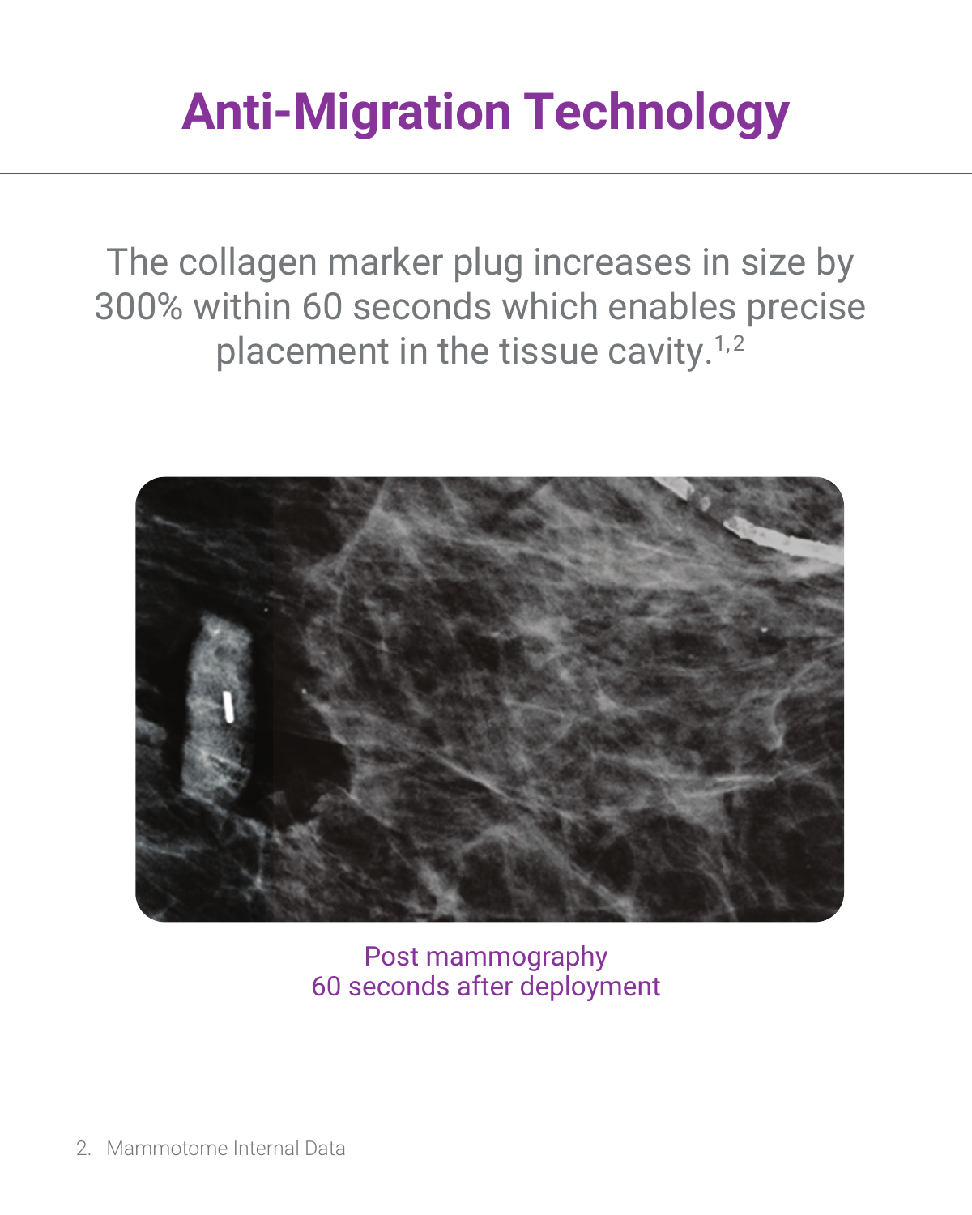# Anti-Migration Technology

The collagen marker plug increases in size by 300% within 60 seconds which enables precise placement in the tissue cavity.[1,2]

Post mammography
60 seconds after deployment

2. Mammotome Internal Data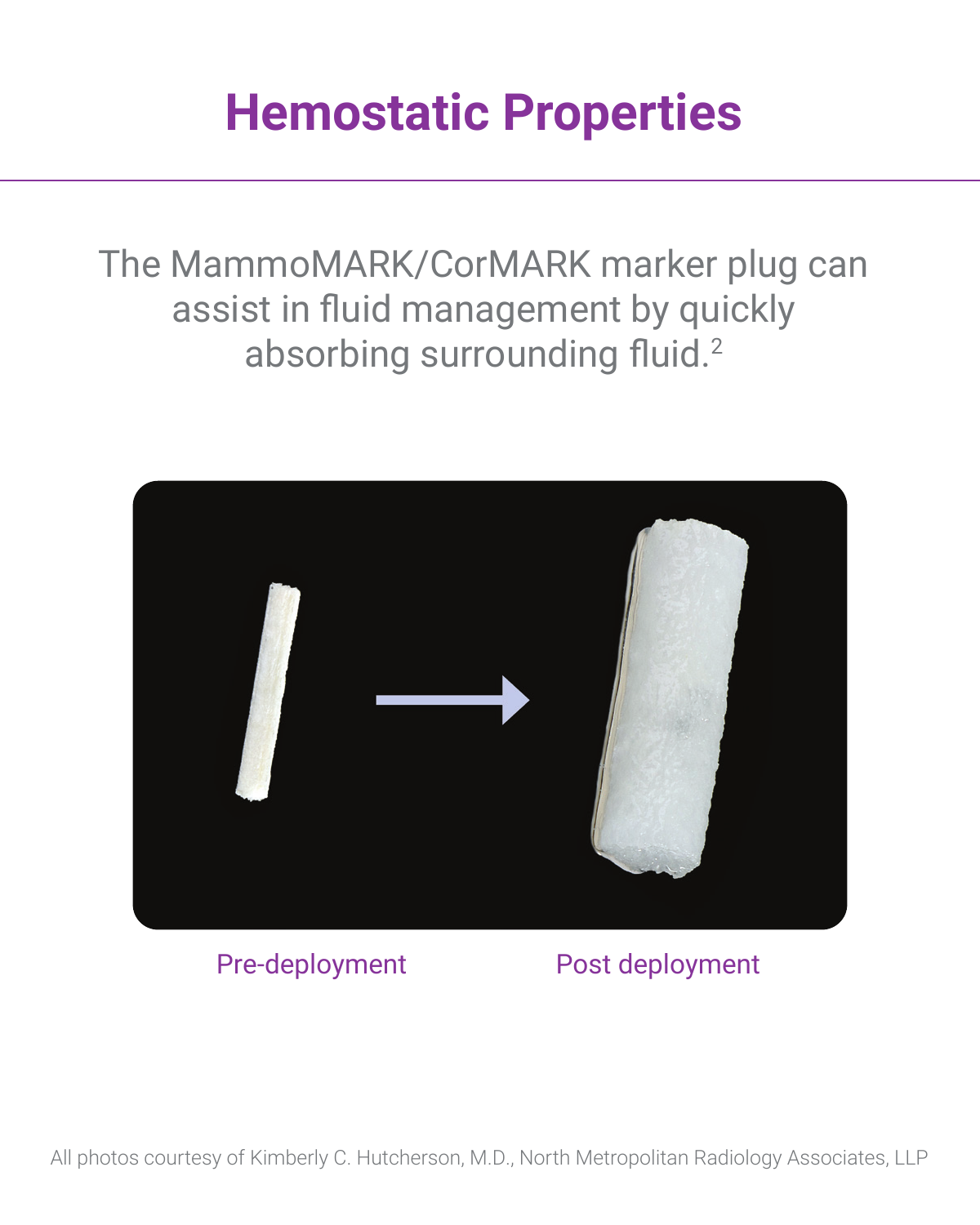# Hemostatic Properties

The MammoMARK/CorMARK marker plug can assist in fluid management by quickly absorbing surrounding fluid.[2]

Pre-deployment

Post deployment

All photos courtesy of Kimberly C. Hutcherson, M.D., North Metropolitan Radiology Associates, LLP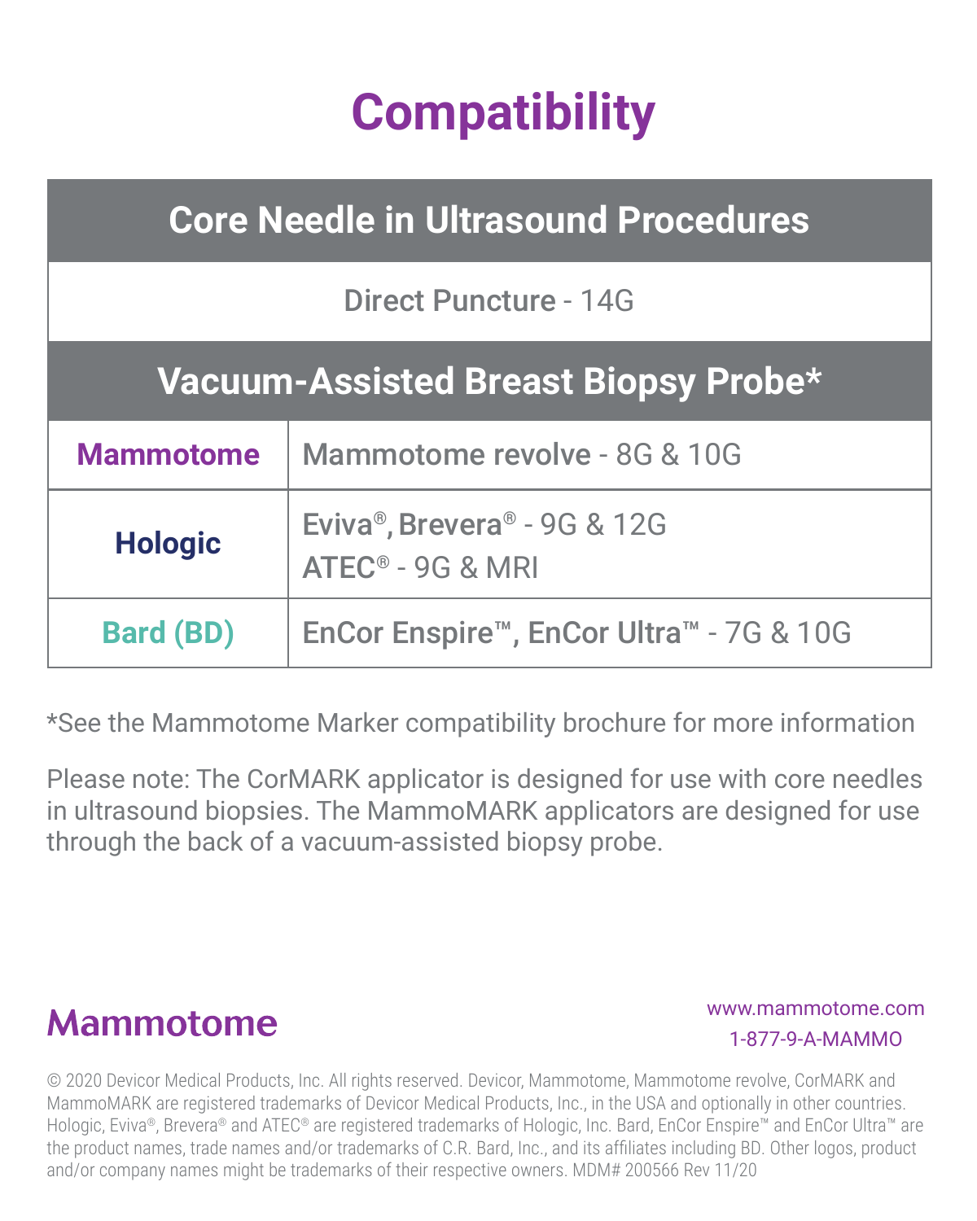# Compatibility

| Core Needle in Ultrasound Procedures | |
|---|---|
| **Direct Puncture** - 14G | |
| **Vacuum-Assisted Breast Biopsy Probe*** | |
| **Mammotome** | **Mammotome revolve** - 8G & 10G |
| **Hologic** | **Eviva®, Brevera®** - 9G & 12G<br>**ATEC®** - 9G & MRI |
| **Bard (BD)** | **EnCor Enspire™, EnCor Ultra™** - 7G & 10G |

*See the Mammotome Marker compatibility brochure for more information

Please note: The CorMARK applicator is designed for use with core needles in ultrasound biopsies. The MammoMARK applicators are designed for use through the back of a vacuum-assisted biopsy probe.

**Mammotome**

www.mammotome.com
1-877-9-A-MAMMO

© 2020 Devicor Medical Products, Inc. All rights reserved. Devicor, Mammotome, Mammotome revolve, CorMARK and MammoMARK are registered trademarks of Devicor Medical Products, Inc., in the USA and optionally in other countries. Hologic, Eviva®, Brevera® and ATEC® are registered trademarks of Hologic, Inc. Bard, EnCor Enspire™ and EnCor Ultra™ are the product names, trade names and/or trademarks of C.R. Bard, Inc., and its affiliates including BD. Other logos, product and/or company names might be trademarks of their respective owners. MDM# 200566 Rev 11/20